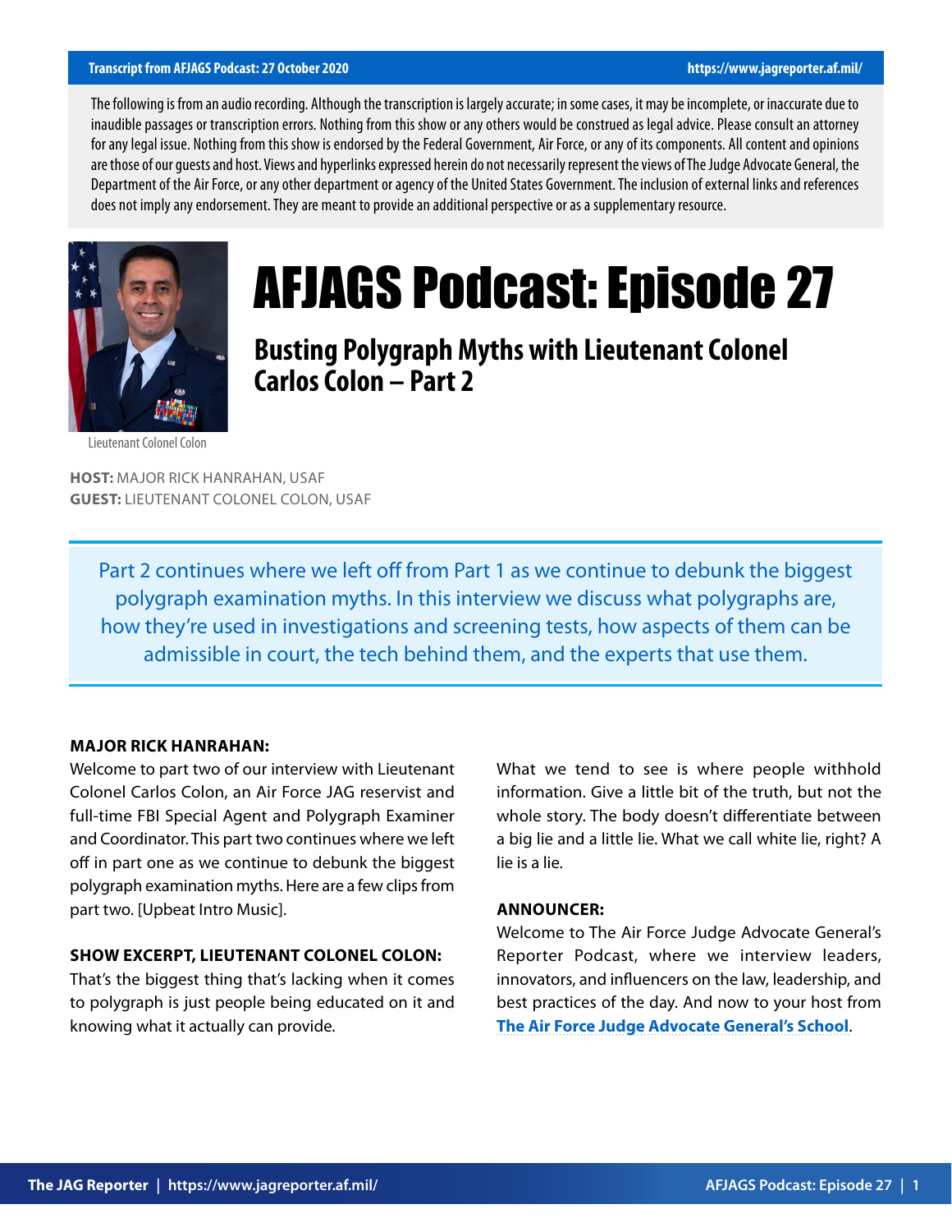The following is from an audio recording. Although the transcription is largely accurate; in some cases, it may be incomplete, or inaccurate due to inaudible passages or transcription errors. Nothing from this show or any others would be construed as legal advice. Please consult an attorney for any legal issue. Nothing from this show is endorsed by the Federal Government, Air Force, or any of its components. All content and opinions are those of our guests and host. Views and hyperlinks expressed herein do not necessarily represent the views of The Judge Advocate General, the Department of the Air Force, or any other department or agency of the United States Government. The inclusion of external links and references does not imply any endorsement. They are meant to provide an additional perspective or as a supplementary resource.

Lieutenant Colonel Colon

# AFJAGS Podcast: Episode 27

## Busting Polygraph Myths with Lieutenant Colonel Carlos Colon – Part 2

**HOST:** MAJOR RICK HANRAHAN, USAF
**GUEST:** LIEUTENANT COLONEL COLON, USAF

Part 2 continues where we left off from Part 1 as we continue to debunk the biggest polygraph examination myths. In this interview we discuss what polygraphs are, how they're used in investigations and screening tests, how aspects of them can be admissible in court, the tech behind them, and the experts that use them.

**MAJOR RICK HANRAHAN:**
Welcome to part two of our interview with Lieutenant Colonel Carlos Colon, an Air Force JAG reservist and full-time FBI Special Agent and Polygraph Examiner and Coordinator. This part two continues where we left off in part one as we continue to debunk the biggest polygraph examination myths. Here are a few clips from part two. [Upbeat Intro Music].

**SHOW EXCERPT, LIEUTENANT COLONEL COLON:**
That's the biggest thing that's lacking when it comes to polygraph is just people being educated on it and knowing what it actually can provide.

What we tend to see is where people withhold information. Give a little bit of the truth, but not the whole story. The body doesn't differentiate between a big lie and a little lie. What we call white lie, right? A lie is a lie.

**ANNOUNCER:**
Welcome to The Air Force Judge Advocate General's Reporter Podcast, where we interview leaders, innovators, and influencers on the law, leadership, and best practices of the day. And now to your host from **The Air Force Judge Advocate General's School**.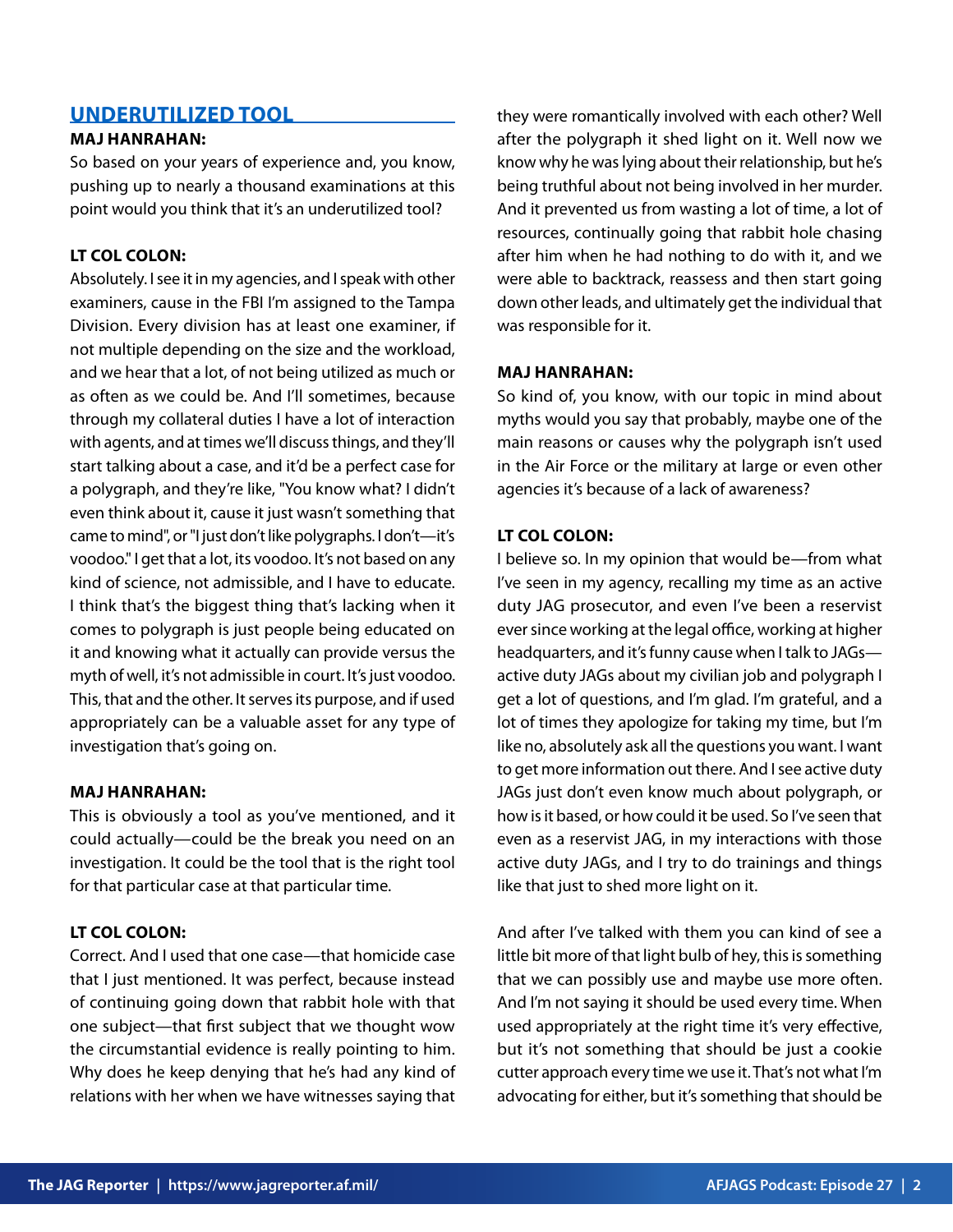## UNDERUTILIZED TOOL

**MAJ HANRAHAN:**

So based on your years of experience and, you know, pushing up to nearly a thousand examinations at this point would you think that it's an underutilized tool?

**LT COL COLON:**

Absolutely. I see it in my agencies, and I speak with other examiners, cause in the FBI I'm assigned to the Tampa Division. Every division has at least one examiner, if not multiple depending on the size and the workload, and we hear that a lot, of not being utilized as much or as often as we could be. And I'll sometimes, because through my collateral duties I have a lot of interaction with agents, and at times we'll discuss things, and they'll start talking about a case, and it'd be a perfect case for a polygraph, and they're like, "You know what? I didn't even think about it, cause it just wasn't something that came to mind", or "I just don't like polygraphs. I don't—it's voodoo." I get that a lot, its voodoo. It's not based on any kind of science, not admissible, and I have to educate. I think that's the biggest thing that's lacking when it comes to polygraph is just people being educated on it and knowing what it actually can provide versus the myth of well, it's not admissible in court. It's just voodoo. This, that and the other. It serves its purpose, and if used appropriately can be a valuable asset for any type of investigation that's going on.

**MAJ HANRAHAN:**

This is obviously a tool as you've mentioned, and it could actually—could be the break you need on an investigation. It could be the tool that is the right tool for that particular case at that particular time.

**LT COL COLON:**

Correct. And I used that one case—that homicide case that I just mentioned. It was perfect, because instead of continuing going down that rabbit hole with that one subject—that first subject that we thought wow the circumstantial evidence is really pointing to him. Why does he keep denying that he's had any kind of relations with her when we have witnesses saying that they were romantically involved with each other? Well after the polygraph it shed light on it. Well now we know why he was lying about their relationship, but he's being truthful about not being involved in her murder. And it prevented us from wasting a lot of time, a lot of resources, continually going that rabbit hole chasing after him when he had nothing to do with it, and we were able to backtrack, reassess and then start going down other leads, and ultimately get the individual that was responsible for it.

**MAJ HANRAHAN:**

So kind of, you know, with our topic in mind about myths would you say that probably, maybe one of the main reasons or causes why the polygraph isn't used in the Air Force or the military at large or even other agencies it's because of a lack of awareness?

**LT COL COLON:**

I believe so. In my opinion that would be—from what I've seen in my agency, recalling my time as an active duty JAG prosecutor, and even I've been a reservist ever since working at the legal office, working at higher headquarters, and it's funny cause when I talk to JAGs—active duty JAGs about my civilian job and polygraph I get a lot of questions, and I'm glad. I'm grateful, and a lot of times they apologize for taking my time, but I'm like no, absolutely ask all the questions you want. I want to get more information out there. And I see active duty JAGs just don't even know much about polygraph, or how is it based, or how could it be used. So I've seen that even as a reservist JAG, in my interactions with those active duty JAGs, and I try to do trainings and things like that just to shed more light on it.

And after I've talked with them you can kind of see a little bit more of that light bulb of hey, this is something that we can possibly use and maybe use more often. And I'm not saying it should be used every time. When used appropriately at the right time it's very effective, but it's not something that should be just a cookie cutter approach every time we use it. That's not what I'm advocating for either, but it's something that should be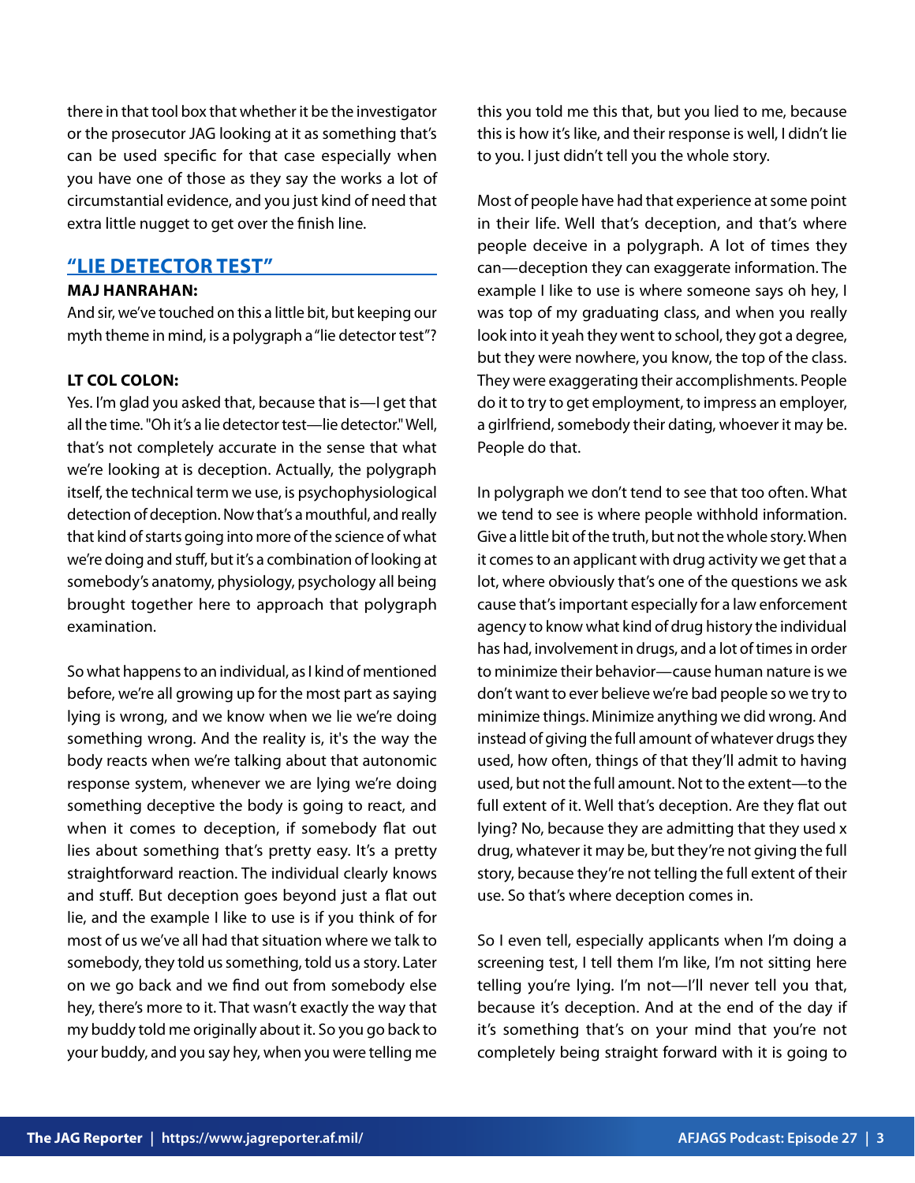there in that tool box that whether it be the investigator or the prosecutor JAG looking at it as something that's can be used specific for that case especially when you have one of those as they say the works a lot of circumstantial evidence, and you just kind of need that extra little nugget to get over the finish line.

## "LIE DETECTOR TEST"

**MAJ HANRAHAN:**

And sir, we've touched on this a little bit, but keeping our myth theme in mind, is a polygraph a "lie detector test"?

**LT COL COLON:**

Yes. I'm glad you asked that, because that is—I get that all the time. "Oh it's a lie detector test—lie detector." Well, that's not completely accurate in the sense that what we're looking at is deception. Actually, the polygraph itself, the technical term we use, is psychophysiological detection of deception. Now that's a mouthful, and really that kind of starts going into more of the science of what we're doing and stuff, but it's a combination of looking at somebody's anatomy, physiology, psychology all being brought together here to approach that polygraph examination.

So what happens to an individual, as I kind of mentioned before, we're all growing up for the most part as saying lying is wrong, and we know when we lie we're doing something wrong. And the reality is, it's the way the body reacts when we're talking about that autonomic response system, whenever we are lying we're doing something deceptive the body is going to react, and when it comes to deception, if somebody flat out lies about something that's pretty easy. It's a pretty straightforward reaction. The individual clearly knows and stuff. But deception goes beyond just a flat out lie, and the example I like to use is if you think of for most of us we've all had that situation where we talk to somebody, they told us something, told us a story. Later on we go back and we find out from somebody else hey, there's more to it. That wasn't exactly the way that my buddy told me originally about it. So you go back to your buddy, and you say hey, when you were telling me this you told me this that, but you lied to me, because this is how it's like, and their response is well, I didn't lie to you. I just didn't tell you the whole story.

Most of people have had that experience at some point in their life. Well that's deception, and that's where people deceive in a polygraph. A lot of times they can—deception they can exaggerate information. The example I like to use is where someone says oh hey, I was top of my graduating class, and when you really look into it yeah they went to school, they got a degree, but they were nowhere, you know, the top of the class. They were exaggerating their accomplishments. People do it to try to get employment, to impress an employer, a girlfriend, somebody their dating, whoever it may be. People do that.

In polygraph we don't tend to see that too often. What we tend to see is where people withhold information. Give a little bit of the truth, but not the whole story. When it comes to an applicant with drug activity we get that a lot, where obviously that's one of the questions we ask cause that's important especially for a law enforcement agency to know what kind of drug history the individual has had, involvement in drugs, and a lot of times in order to minimize their behavior—cause human nature is we don't want to ever believe we're bad people so we try to minimize things. Minimize anything we did wrong. And instead of giving the full amount of whatever drugs they used, how often, things of that they'll admit to having used, but not the full amount. Not to the extent—to the full extent of it. Well that's deception. Are they flat out lying? No, because they are admitting that they used x drug, whatever it may be, but they're not giving the full story, because they're not telling the full extent of their use. So that's where deception comes in.

So I even tell, especially applicants when I'm doing a screening test, I tell them I'm like, I'm not sitting here telling you're lying. I'm not—I'll never tell you that, because it's deception. And at the end of the day if it's something that's on your mind that you're not completely being straight forward with it is going to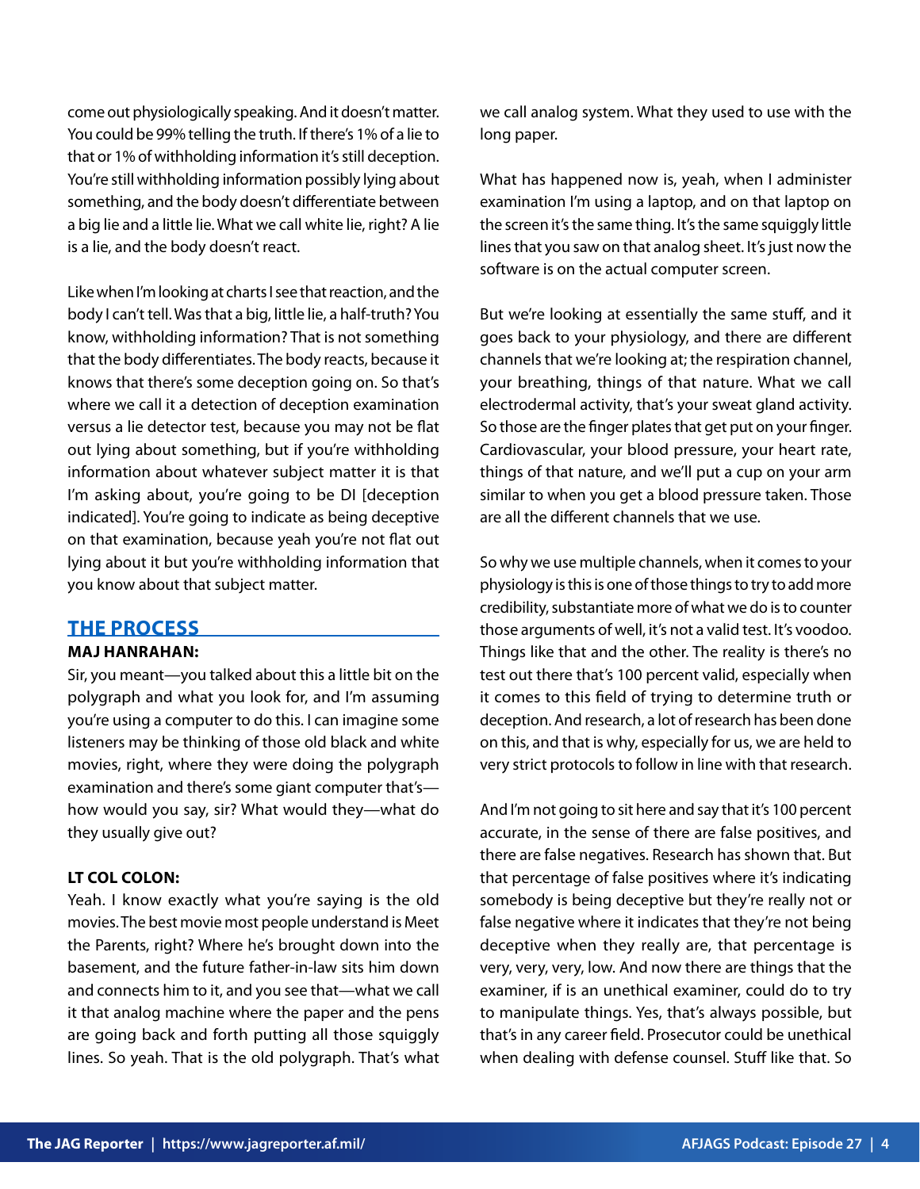come out physiologically speaking. And it doesn't matter. You could be 99% telling the truth. If there's 1% of a lie to that or 1% of withholding information it's still deception. You're still withholding information possibly lying about something, and the body doesn't differentiate between a big lie and a little lie. What we call white lie, right? A lie is a lie, and the body doesn't react.

Like when I'm looking at charts I see that reaction, and the body I can't tell. Was that a big, little lie, a half-truth? You know, withholding information? That is not something that the body differentiates. The body reacts, because it knows that there's some deception going on. So that's where we call it a detection of deception examination versus a lie detector test, because you may not be flat out lying about something, but if you're withholding information about whatever subject matter it is that I'm asking about, you're going to be DI [deception indicated]. You're going to indicate as being deceptive on that examination, because yeah you're not flat out lying about it but you're withholding information that you know about that subject matter.

## THE PROCESS

**MAJ HANRAHAN:**
Sir, you meant—you talked about this a little bit on the polygraph and what you look for, and I'm assuming you're using a computer to do this. I can imagine some listeners may be thinking of those old black and white movies, right, where they were doing the polygraph examination and there's some giant computer that's—how would you say, sir? What would they—what do they usually give out?

**LT COL COLON:**
Yeah. I know exactly what you're saying is the old movies. The best movie most people understand is Meet the Parents, right? Where he's brought down into the basement, and the future father-in-law sits him down and connects him to it, and you see that—what we call it that analog machine where the paper and the pens are going back and forth putting all those squiggly lines. So yeah. That is the old polygraph. That's what we call analog system. What they used to use with the long paper.

What has happened now is, yeah, when I administer examination I'm using a laptop, and on that laptop on the screen it's the same thing. It's the same squiggly little lines that you saw on that analog sheet. It's just now the software is on the actual computer screen.

But we're looking at essentially the same stuff, and it goes back to your physiology, and there are different channels that we're looking at; the respiration channel, your breathing, things of that nature. What we call electrodermal activity, that's your sweat gland activity. So those are the finger plates that get put on your finger. Cardiovascular, your blood pressure, your heart rate, things of that nature, and we'll put a cup on your arm similar to when you get a blood pressure taken. Those are all the different channels that we use.

So why we use multiple channels, when it comes to your physiology is this is one of those things to try to add more credibility, substantiate more of what we do is to counter those arguments of well, it's not a valid test. It's voodoo. Things like that and the other. The reality is there's no test out there that's 100 percent valid, especially when it comes to this field of trying to determine truth or deception. And research, a lot of research has been done on this, and that is why, especially for us, we are held to very strict protocols to follow in line with that research.

And I'm not going to sit here and say that it's 100 percent accurate, in the sense of there are false positives, and there are false negatives. Research has shown that. But that percentage of false positives where it's indicating somebody is being deceptive but they're really not or false negative where it indicates that they're not being deceptive when they really are, that percentage is very, very, very, low. And now there are things that the examiner, if is an unethical examiner, could do to try to manipulate things. Yes, that's always possible, but that's in any career field. Prosecutor could be unethical when dealing with defense counsel. Stuff like that. So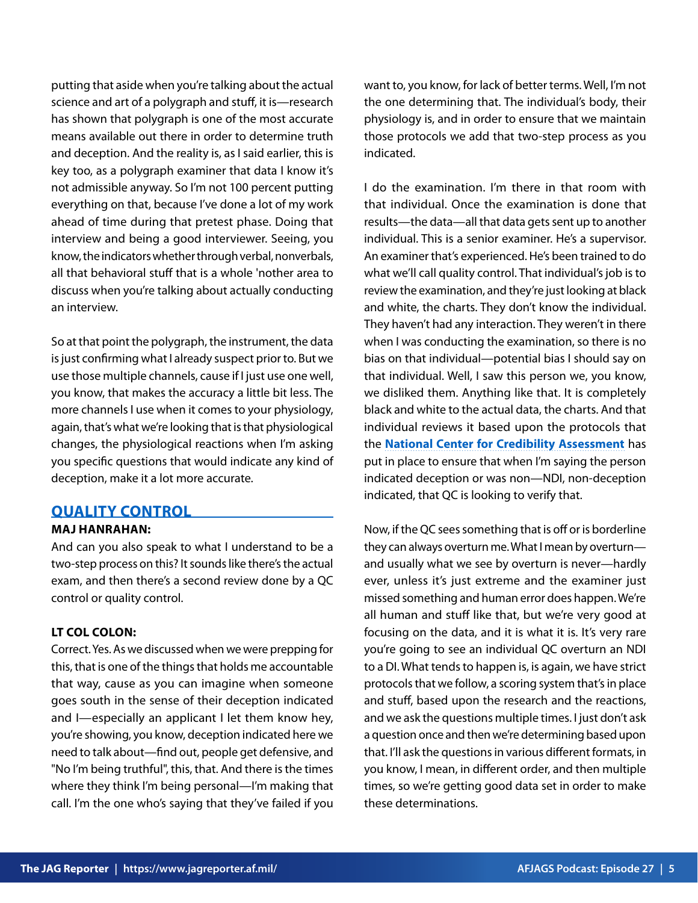putting that aside when you're talking about the actual science and art of a polygraph and stuff, it is—research has shown that polygraph is one of the most accurate means available out there in order to determine truth and deception. And the reality is, as I said earlier, this is key too, as a polygraph examiner that data I know it's not admissible anyway. So I'm not 100 percent putting everything on that, because I've done a lot of my work ahead of time during that pretest phase. Doing that interview and being a good interviewer. Seeing, you know, the indicators whether through verbal, nonverbals, all that behavioral stuff that is a whole 'nother area to discuss when you're talking about actually conducting an interview.

So at that point the polygraph, the instrument, the data is just confirming what I already suspect prior to. But we use those multiple channels, cause if I just use one well, you know, that makes the accuracy a little bit less. The more channels I use when it comes to your physiology, again, that's what we're looking that is that physiological changes, the physiological reactions when I'm asking you specific questions that would indicate any kind of deception, make it a lot more accurate.

## QUALITY CONTROL

**MAJ HANRAHAN:**

And can you also speak to what I understand to be a two-step process on this? It sounds like there's the actual exam, and then there's a second review done by a QC control or quality control.

**LT COL COLON:**

Correct. Yes. As we discussed when we were prepping for this, that is one of the things that holds me accountable that way, cause as you can imagine when someone goes south in the sense of their deception indicated and I—especially an applicant I let them know hey, you're showing, you know, deception indicated here we need to talk about—find out, people get defensive, and "No I'm being truthful", this, that. And there is the times where they think I'm being personal—I'm making that call. I'm the one who's saying that they've failed if you want to, you know, for lack of better terms. Well, I'm not the one determining that. The individual's body, their physiology is, and in order to ensure that we maintain those protocols we add that two-step process as you indicated.

I do the examination. I'm there in that room with that individual. Once the examination is done that results—the data—all that data gets sent up to another individual. This is a senior examiner. He's a supervisor. An examiner that's experienced. He's been trained to do what we'll call quality control. That individual's job is to review the examination, and they're just looking at black and white, the charts. They don't know the individual. They haven't had any interaction. They weren't in there when I was conducting the examination, so there is no bias on that individual—potential bias I should say on that individual. Well, I saw this person we, you know, we disliked them. Anything like that. It is completely black and white to the actual data, the charts. And that individual reviews it based upon the protocols that the **National Center for Credibility Assessment** has put in place to ensure that when I'm saying the person indicated deception or was non—NDI, non-deception indicated, that QC is looking to verify that.

Now, if the QC sees something that is off or is borderline they can always overturn me. What I mean by overturn—and usually what we see by overturn is never—hardly ever, unless it's just extreme and the examiner just missed something and human error does happen. We're all human and stuff like that, but we're very good at focusing on the data, and it is what it is. It's very rare you're going to see an individual QC overturn an NDI to a DI. What tends to happen is, is again, we have strict protocols that we follow, a scoring system that's in place and stuff, based upon the research and the reactions, and we ask the questions multiple times. I just don't ask a question once and then we're determining based upon that. I'll ask the questions in various different formats, in you know, I mean, in different order, and then multiple times, so we're getting good data set in order to make these determinations.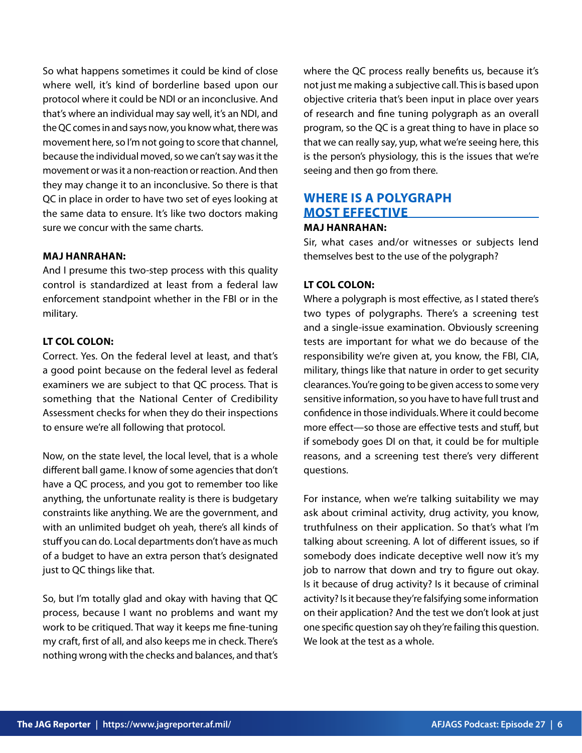So what happens sometimes it could be kind of close where well, it's kind of borderline based upon our protocol where it could be NDI or an inconclusive. And that's where an individual may say well, it's an NDI, and the QC comes in and says now, you know what, there was movement here, so I'm not going to score that channel, because the individual moved, so we can't say was it the movement or was it a non-reaction or reaction. And then they may change it to an inconclusive. So there is that QC in place in order to have two set of eyes looking at the same data to ensure. It's like two doctors making sure we concur with the same charts.

**MAJ HANRAHAN:**
And I presume this two-step process with this quality control is standardized at least from a federal law enforcement standpoint whether in the FBI or in the military.

**LT COL COLON:**
Correct. Yes. On the federal level at least, and that's a good point because on the federal level as federal examiners we are subject to that QC process. That is something that the National Center of Credibility Assessment checks for when they do their inspections to ensure we're all following that protocol.

Now, on the state level, the local level, that is a whole different ball game. I know of some agencies that don't have a QC process, and you got to remember too like anything, the unfortunate reality is there is budgetary constraints like anything. We are the government, and with an unlimited budget oh yeah, there's all kinds of stuff you can do. Local departments don't have as much of a budget to have an extra person that's designated just to QC things like that.

So, but I'm totally glad and okay with having that QC process, because I want no problems and want my work to be critiqued. That way it keeps me fine-tuning my craft, first of all, and also keeps me in check. There's nothing wrong with the checks and balances, and that's where the QC process really benefits us, because it's not just me making a subjective call. This is based upon objective criteria that's been input in place over years of research and fine tuning polygraph as an overall program, so the QC is a great thing to have in place so that we can really say, yup, what we're seeing here, this is the person's physiology, this is the issues that we're seeing and then go from there.

## WHERE IS A POLYGRAPH MOST EFFECTIVE

**MAJ HANRAHAN:**
Sir, what cases and/or witnesses or subjects lend themselves best to the use of the polygraph?

**LT COL COLON:**
Where a polygraph is most effective, as I stated there's two types of polygraphs. There's a screening test and a single-issue examination. Obviously screening tests are important for what we do because of the responsibility we're given at, you know, the FBI, CIA, military, things like that nature in order to get security clearances. You're going to be given access to some very sensitive information, so you have to have full trust and confidence in those individuals. Where it could become more effect—so those are effective tests and stuff, but if somebody goes DI on that, it could be for multiple reasons, and a screening test there's very different questions.

For instance, when we're talking suitability we may ask about criminal activity, drug activity, you know, truthfulness on their application. So that's what I'm talking about screening. A lot of different issues, so if somebody does indicate deceptive well now it's my job to narrow that down and try to figure out okay. Is it because of drug activity? Is it because of criminal activity? Is it because they're falsifying some information on their application? And the test we don't look at just one specific question say oh they're failing this question. We look at the test as a whole.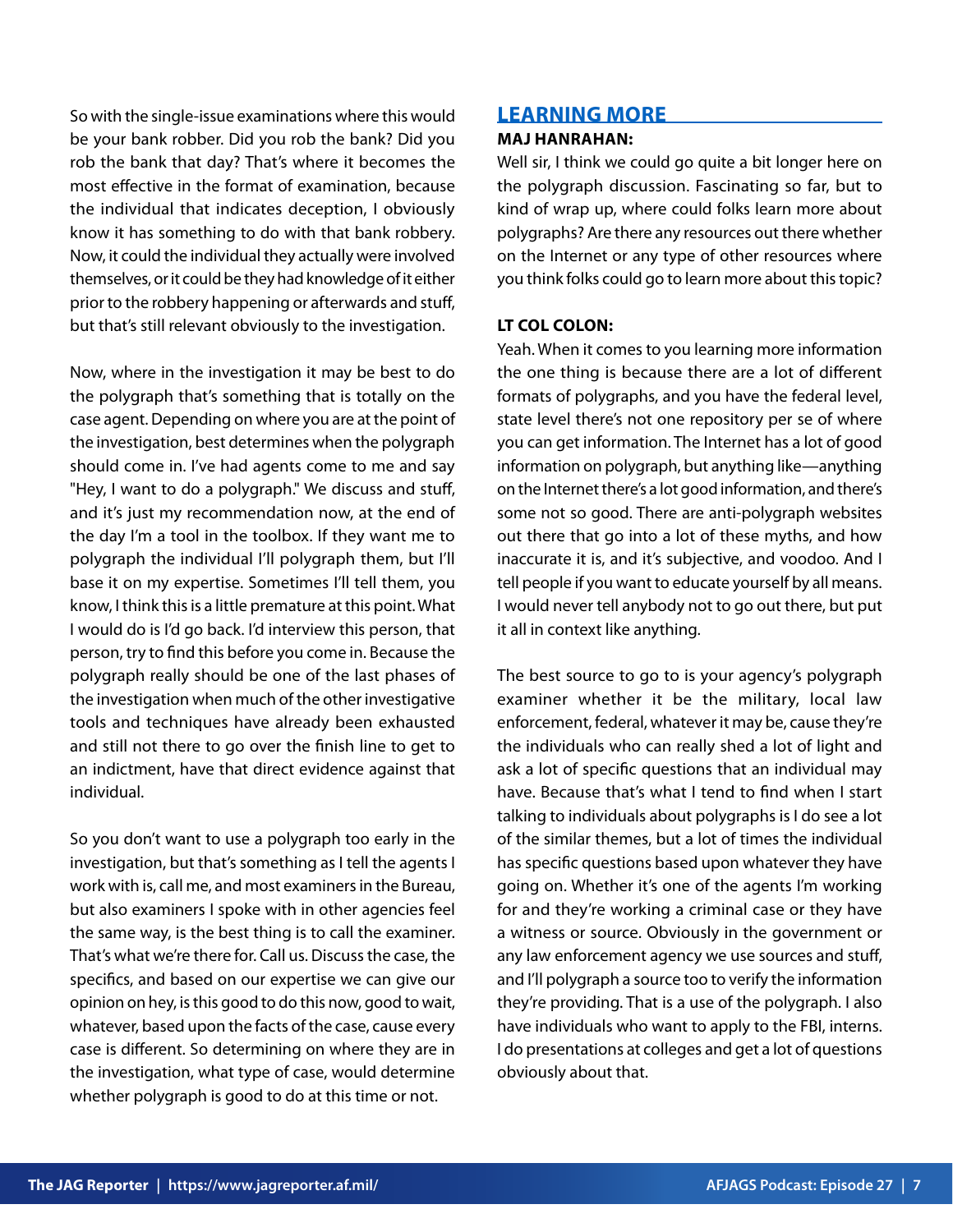So with the single-issue examinations where this would be your bank robber. Did you rob the bank? Did you rob the bank that day? That's where it becomes the most effective in the format of examination, because the individual that indicates deception, I obviously know it has something to do with that bank robbery. Now, it could the individual they actually were involved themselves, or it could be they had knowledge of it either prior to the robbery happening or afterwards and stuff, but that's still relevant obviously to the investigation.

Now, where in the investigation it may be best to do the polygraph that's something that is totally on the case agent. Depending on where you are at the point of the investigation, best determines when the polygraph should come in. I've had agents come to me and say "Hey, I want to do a polygraph." We discuss and stuff, and it's just my recommendation now, at the end of the day I'm a tool in the toolbox. If they want me to polygraph the individual I'll polygraph them, but I'll base it on my expertise. Sometimes I'll tell them, you know, I think this is a little premature at this point. What I would do is I'd go back. I'd interview this person, that person, try to find this before you come in. Because the polygraph really should be one of the last phases of the investigation when much of the other investigative tools and techniques have already been exhausted and still not there to go over the finish line to get to an indictment, have that direct evidence against that individual.

So you don't want to use a polygraph too early in the investigation, but that's something as I tell the agents I work with is, call me, and most examiners in the Bureau, but also examiners I spoke with in other agencies feel the same way, is the best thing is to call the examiner. That's what we're there for. Call us. Discuss the case, the specifics, and based on our expertise we can give our opinion on hey, is this good to do this now, good to wait, whatever, based upon the facts of the case, cause every case is different. So determining on where they are in the investigation, what type of case, would determine whether polygraph is good to do at this time or not.

## LEARNING MORE

**MAJ HANRAHAN:**

Well sir, I think we could go quite a bit longer here on the polygraph discussion. Fascinating so far, but to kind of wrap up, where could folks learn more about polygraphs? Are there any resources out there whether on the Internet or any type of other resources where you think folks could go to learn more about this topic?

**LT COL COLON:**

Yeah. When it comes to you learning more information the one thing is because there are a lot of different formats of polygraphs, and you have the federal level, state level there's not one repository per se of where you can get information. The Internet has a lot of good information on polygraph, but anything like—anything on the Internet there's a lot good information, and there's some not so good. There are anti-polygraph websites out there that go into a lot of these myths, and how inaccurate it is, and it's subjective, and voodoo. And I tell people if you want to educate yourself by all means. I would never tell anybody not to go out there, but put it all in context like anything.

The best source to go to is your agency's polygraph examiner whether it be the military, local law enforcement, federal, whatever it may be, cause they're the individuals who can really shed a lot of light and ask a lot of specific questions that an individual may have. Because that's what I tend to find when I start talking to individuals about polygraphs is I do see a lot of the similar themes, but a lot of times the individual has specific questions based upon whatever they have going on. Whether it's one of the agents I'm working for and they're working a criminal case or they have a witness or source. Obviously in the government or any law enforcement agency we use sources and stuff, and I'll polygraph a source too to verify the information they're providing. That is a use of the polygraph. I also have individuals who want to apply to the FBI, interns. I do presentations at colleges and get a lot of questions obviously about that.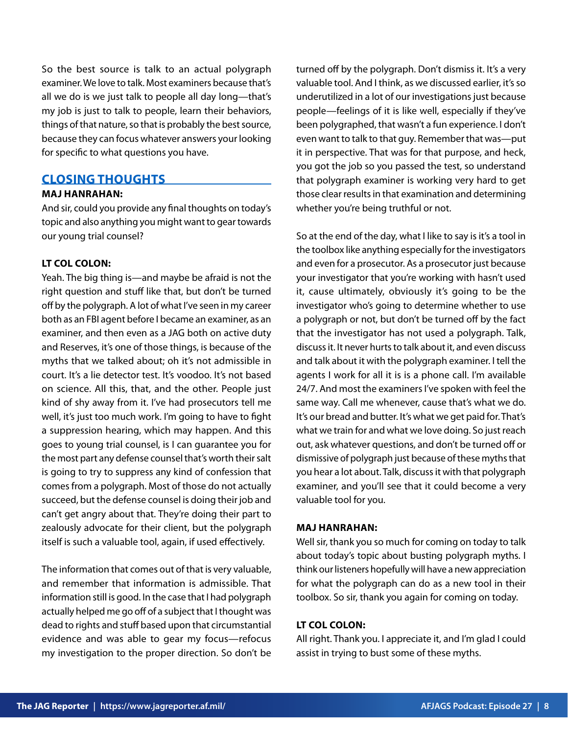So the best source is talk to an actual polygraph examiner. We love to talk. Most examiners because that's all we do is we just talk to people all day long—that's my job is just to talk to people, learn their behaviors, things of that nature, so that is probably the best source, because they can focus whatever answers your looking for specific to what questions you have.

## CLOSING THOUGHTS

**MAJ HANRAHAN:**

And sir, could you provide any final thoughts on today's topic and also anything you might want to gear towards our young trial counsel?

**LT COL COLON:**

Yeah. The big thing is—and maybe be afraid is not the right question and stuff like that, but don't be turned off by the polygraph. A lot of what I've seen in my career both as an FBI agent before I became an examiner, as an examiner, and then even as a JAG both on active duty and Reserves, it's one of those things, is because of the myths that we talked about; oh it's not admissible in court. It's a lie detector test. It's voodoo. It's not based on science. All this, that, and the other. People just kind of shy away from it. I've had prosecutors tell me well, it's just too much work. I'm going to have to fight a suppression hearing, which may happen. And this goes to young trial counsel, is I can guarantee you for the most part any defense counsel that's worth their salt is going to try to suppress any kind of confession that comes from a polygraph. Most of those do not actually succeed, but the defense counsel is doing their job and can't get angry about that. They're doing their part to zealously advocate for their client, but the polygraph itself is such a valuable tool, again, if used effectively.

The information that comes out of that is very valuable, and remember that information is admissible. That information still is good. In the case that I had polygraph actually helped me go off of a subject that I thought was dead to rights and stuff based upon that circumstantial evidence and was able to gear my focus—refocus my investigation to the proper direction. So don't be turned off by the polygraph. Don't dismiss it. It's a very valuable tool. And I think, as we discussed earlier, it's so underutilized in a lot of our investigations just because people—feelings of it is like well, especially if they've been polygraphed, that wasn't a fun experience. I don't even want to talk to that guy. Remember that was—put it in perspective. That was for that purpose, and heck, you got the job so you passed the test, so understand that polygraph examiner is working very hard to get those clear results in that examination and determining whether you're being truthful or not.

So at the end of the day, what I like to say is it's a tool in the toolbox like anything especially for the investigators and even for a prosecutor. As a prosecutor just because your investigator that you're working with hasn't used it, cause ultimately, obviously it's going to be the investigator who's going to determine whether to use a polygraph or not, but don't be turned off by the fact that the investigator has not used a polygraph. Talk, discuss it. It never hurts to talk about it, and even discuss and talk about it with the polygraph examiner. I tell the agents I work for all it is is a phone call. I'm available 24/7. And most the examiners I've spoken with feel the same way. Call me whenever, cause that's what we do. It's our bread and butter. It's what we get paid for. That's what we train for and what we love doing. So just reach out, ask whatever questions, and don't be turned off or dismissive of polygraph just because of these myths that you hear a lot about. Talk, discuss it with that polygraph examiner, and you'll see that it could become a very valuable tool for you.

**MAJ HANRAHAN:**

Well sir, thank you so much for coming on today to talk about today's topic about busting polygraph myths. I think our listeners hopefully will have a new appreciation for what the polygraph can do as a new tool in their toolbox. So sir, thank you again for coming on today.

**LT COL COLON:**

All right. Thank you. I appreciate it, and I'm glad I could assist in trying to bust some of these myths.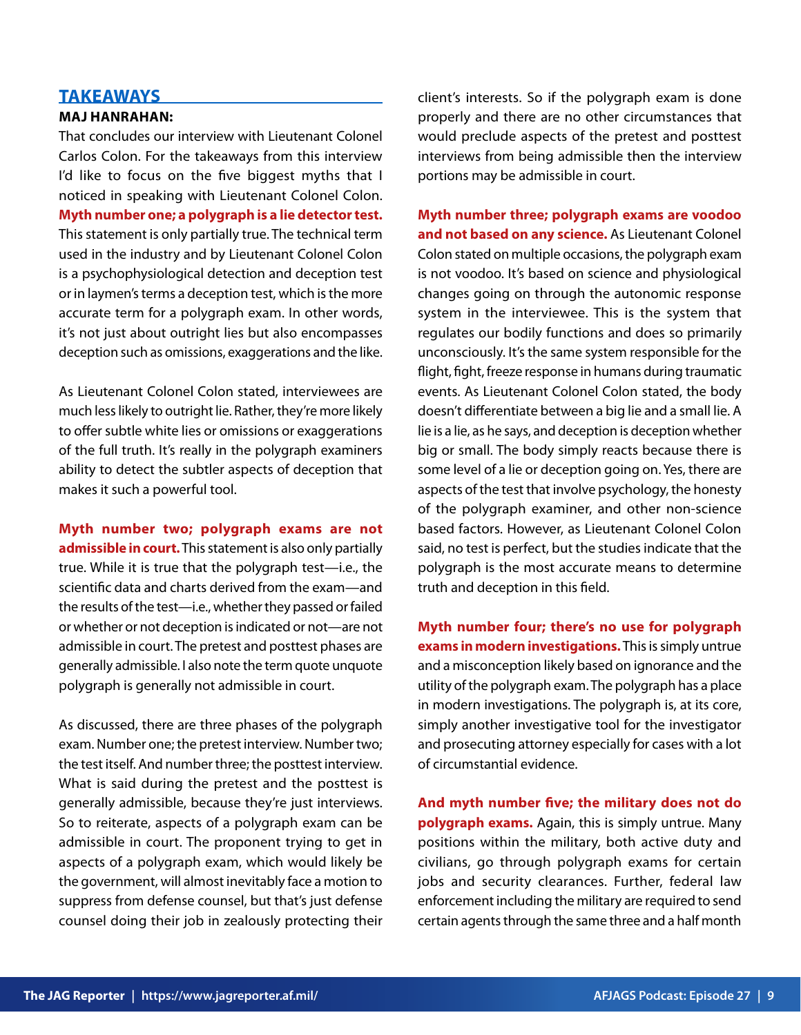## TAKEAWAYS

**MAJ HANRAHAN:**

That concludes our interview with Lieutenant Colonel Carlos Colon. For the takeaways from this interview I'd like to focus on the five biggest myths that I noticed in speaking with Lieutenant Colonel Colon. **Myth number one; a polygraph is a lie detector test.** This statement is only partially true. The technical term used in the industry and by Lieutenant Colonel Colon is a psychophysiological detection and deception test or in laymen's terms a deception test, which is the more accurate term for a polygraph exam. In other words, it's not just about outright lies but also encompasses deception such as omissions, exaggerations and the like.

As Lieutenant Colonel Colon stated, interviewees are much less likely to outright lie. Rather, they're more likely to offer subtle white lies or omissions or exaggerations of the full truth. It's really in the polygraph examiners ability to detect the subtler aspects of deception that makes it such a powerful tool.

**Myth number two; polygraph exams are not admissible in court.** This statement is also only partially true. While it is true that the polygraph test—i.e., the scientific data and charts derived from the exam—and the results of the test—i.e., whether they passed or failed or whether or not deception is indicated or not—are not admissible in court. The pretest and posttest phases are generally admissible. I also note the term quote unquote polygraph is generally not admissible in court.

As discussed, there are three phases of the polygraph exam. Number one; the pretest interview. Number two; the test itself. And number three; the posttest interview. What is said during the pretest and the posttest is generally admissible, because they're just interviews. So to reiterate, aspects of a polygraph exam can be admissible in court. The proponent trying to get in aspects of a polygraph exam, which would likely be the government, will almost inevitably face a motion to suppress from defense counsel, but that's just defense counsel doing their job in zealously protecting their client's interests. So if the polygraph exam is done properly and there are no other circumstances that would preclude aspects of the pretest and posttest interviews from being admissible then the interview portions may be admissible in court.

**Myth number three; polygraph exams are voodoo and not based on any science.** As Lieutenant Colonel Colon stated on multiple occasions, the polygraph exam is not voodoo. It's based on science and physiological changes going on through the autonomic response system in the interviewee. This is the system that regulates our bodily functions and does so primarily unconsciously. It's the same system responsible for the flight, fight, freeze response in humans during traumatic events. As Lieutenant Colonel Colon stated, the body doesn't differentiate between a big lie and a small lie. A lie is a lie, as he says, and deception is deception whether big or small. The body simply reacts because there is some level of a lie or deception going on. Yes, there are aspects of the test that involve psychology, the honesty of the polygraph examiner, and other non-science based factors. However, as Lieutenant Colonel Colon said, no test is perfect, but the studies indicate that the polygraph is the most accurate means to determine truth and deception in this field.

**Myth number four; there's no use for polygraph exams in modern investigations.** This is simply untrue and a misconception likely based on ignorance and the utility of the polygraph exam. The polygraph has a place in modern investigations. The polygraph is, at its core, simply another investigative tool for the investigator and prosecuting attorney especially for cases with a lot of circumstantial evidence.

**And myth number five; the military does not do polygraph exams.** Again, this is simply untrue. Many positions within the military, both active duty and civilians, go through polygraph exams for certain jobs and security clearances. Further, federal law enforcement including the military are required to send certain agents through the same three and a half month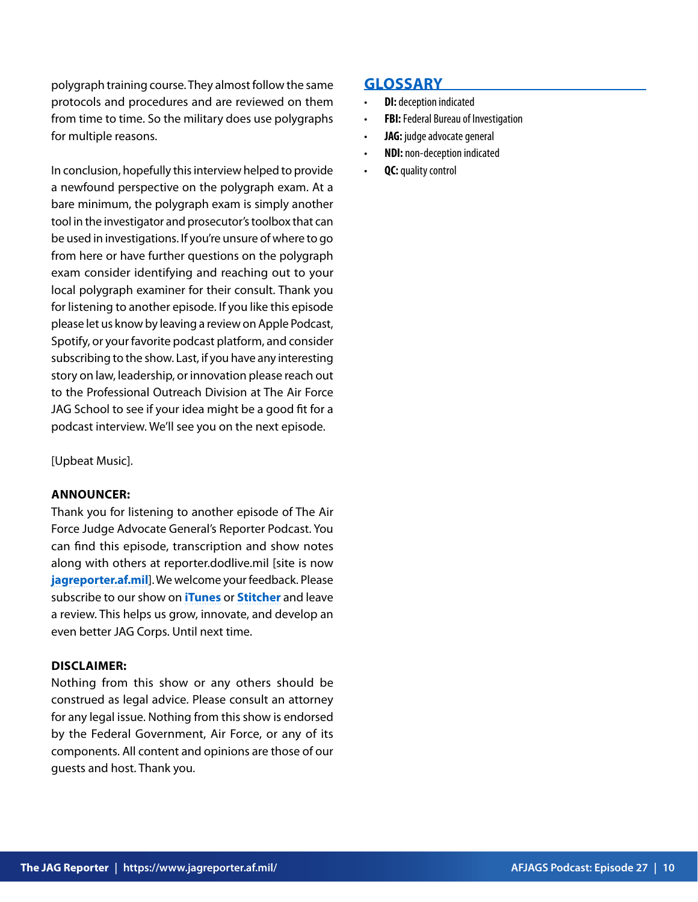polygraph training course. They almost follow the same protocols and procedures and are reviewed on them from time to time. So the military does use polygraphs for multiple reasons.

In conclusion, hopefully this interview helped to provide a newfound perspective on the polygraph exam. At a bare minimum, the polygraph exam is simply another tool in the investigator and prosecutor's toolbox that can be used in investigations. If you're unsure of where to go from here or have further questions on the polygraph exam consider identifying and reaching out to your local polygraph examiner for their consult. Thank you for listening to another episode. If you like this episode please let us know by leaving a review on Apple Podcast, Spotify, or your favorite podcast platform, and consider subscribing to the show. Last, if you have any interesting story on law, leadership, or innovation please reach out to the Professional Outreach Division at The Air Force JAG School to see if your idea might be a good fit for a podcast interview. We'll see you on the next episode.

[Upbeat Music].

**ANNOUNCER:**

Thank you for listening to another episode of The Air Force Judge Advocate General's Reporter Podcast. You can find this episode, transcription and show notes along with others at reporter.dodlive.mil [site is now **jagreporter.af.mil**]. We welcome your feedback. Please subscribe to our show on **iTunes** or **Stitcher** and leave a review. This helps us grow, innovate, and develop an even better JAG Corps. Until next time.

**DISCLAIMER:**

Nothing from this show or any others should be construed as legal advice. Please consult an attorney for any legal issue. Nothing from this show is endorsed by the Federal Government, Air Force, or any of its components. All content and opinions are those of our guests and host. Thank you.

## GLOSSARY

- **DI:** deception indicated
- **FBI:** Federal Bureau of Investigation
- **JAG:** judge advocate general
- **NDI:** non-deception indicated
- **QC:** quality control